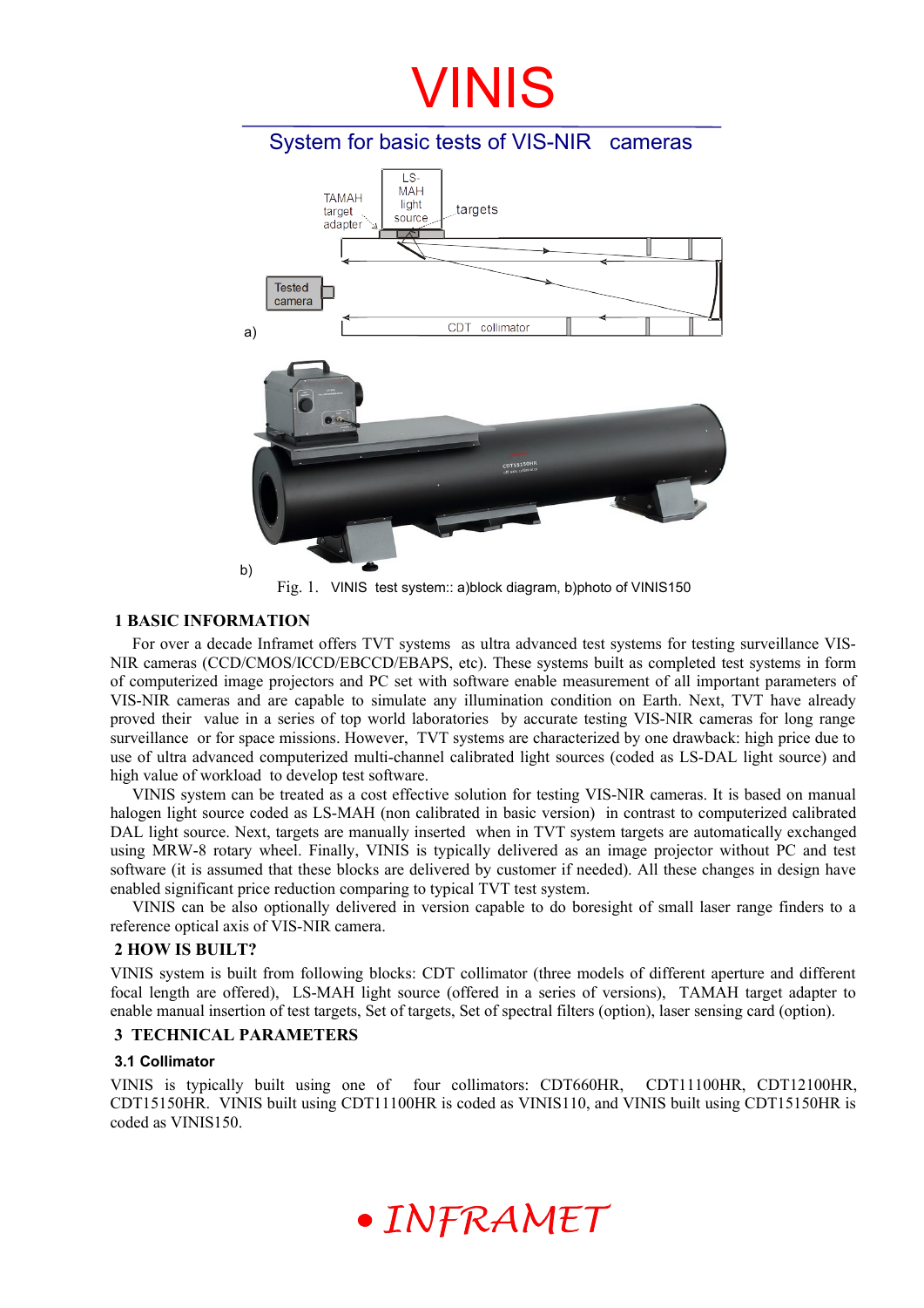# VINIS

## System for basic tests of VIS-NIR cameras

a)

b)

Fig. 1. VINIS test system:: a)block diagram, b)photo of VINIS150

## 1 BASIC INFORMATION

For over a decade Inframet offers TVT systems as ultra advanced test systems for testing surveillance VIS-NIR cameras (CCD/CMOS/ICCD/EBCCD/EBAPS, etc). These systems built as completed test systems in form of computerized image projectors and PC set with software enable measurement of all important parameters of VIS-NIR cameras and are capable to simulate any illumination condition on Earth. Next, TVT have already proved their value in a series of top world laboratories by accurate testing VIS-NIR cameras for long range surveillance or for space missions. However, TVT systems are characterized by one drawback: high price due to use of ultra advanced computerized multi-channel calibrated light sources (coded as LS-DAL light source) and high value of workload to develop test software.

VINIS system can be treated as a cost effective solution for testing VIS-NIR cameras. It is based on manual halogen light source coded as LS-MAH (non calibrated in basic version) in contrast to computerized calibrated DAL light source. Next, targets are manually inserted when in TVT system targets are automatically exchanged using MRW-8 rotary wheel. Finally, VINIS is typically delivered as an image projector without PC and test software (it is assumed that these blocks are delivered by customer if needed). All these changes in design have enabled significant price reduction comparing to typical TVT test system.

VINIS can be also optionally delivered in version capable to do boresight of small laser range finders to a reference optical axis of VIS-NIR camera.

## 2 HOW IS BUILT?

VINIS system is built from following blocks: CDT collimator (three models of different aperture and different focal length are offered), LS-MAH light source (offered in a series of versions), TAMAH target adapter to enable manual insertion of test targets, Set of targets, Set of spectral filters (option), laser sensing card (option).

## 3 TECHNICAL PARAMETERS

### 3.1 Collimator

VINIS is typically built using one of four collimators: CDT660HR, CDT11100HR, CDT12100HR, CDT15150HR. VINIS built using CDT11100HR is coded as VINIS110, and VINIS built using CDT15150HR is coded as VINIS150.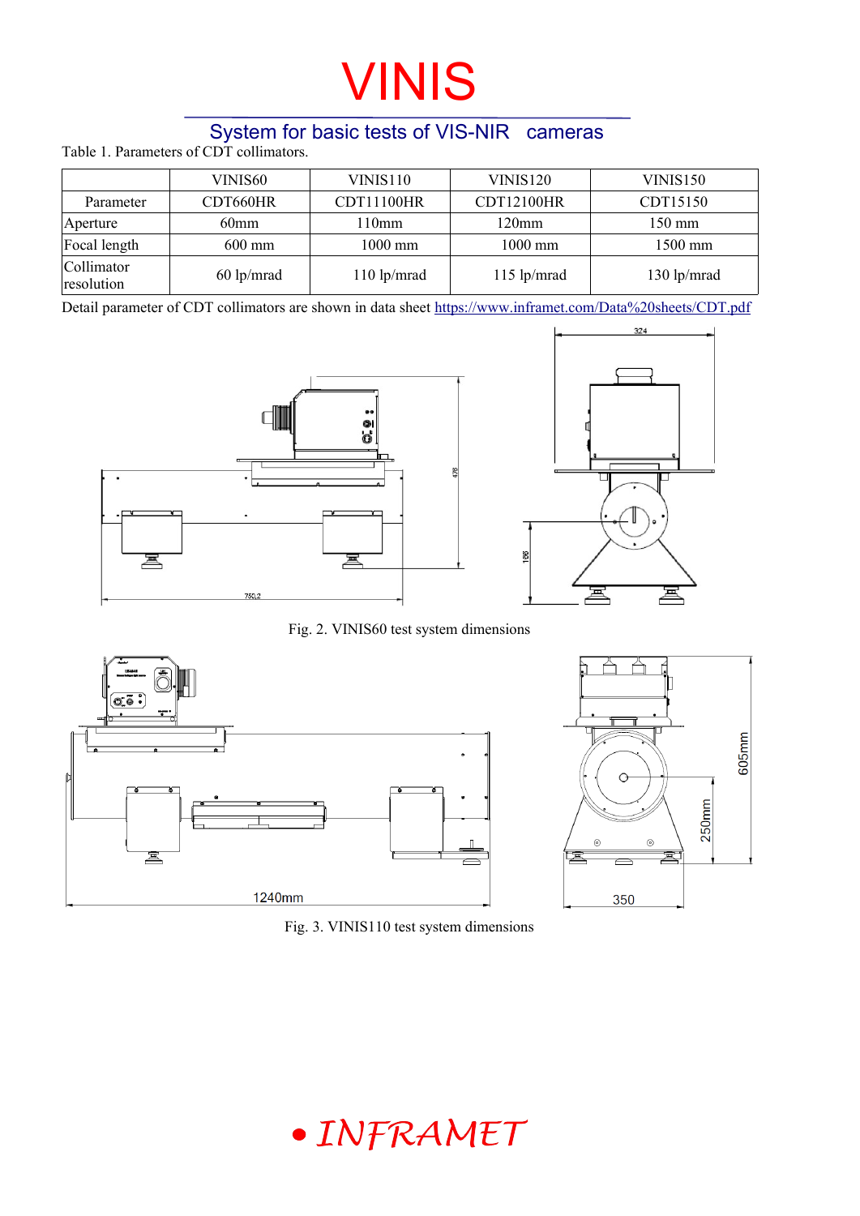# VINIS

## System for basic tests of VIS-NIR cameras

Table 1. Parameters of CDT collimators.

| | VINIS60 | VINIS110 | VINIS120 | VINIS150 |
|---|---|---|---|---|
| Parameter | CDT660HR | CDT11100HR | CDT12100HR | CDT15150 |
| Aperture | 60mm | 110mm | 120mm | 150 mm |
| Focal length | 600 mm | 1000 mm | 1000 mm | 1500 mm |
| Collimator resolution | 60 lp/mrad | 110 lp/mrad | 115 lp/mrad | 130 lp/mrad |

Detail parameter of CDT collimators are shown in data sheet https://www.inframet.com/Data%20sheets/CDT.pdf

Fig. 2. VINIS60 test system dimensions

Fig. 3. VINIS110 test system dimensions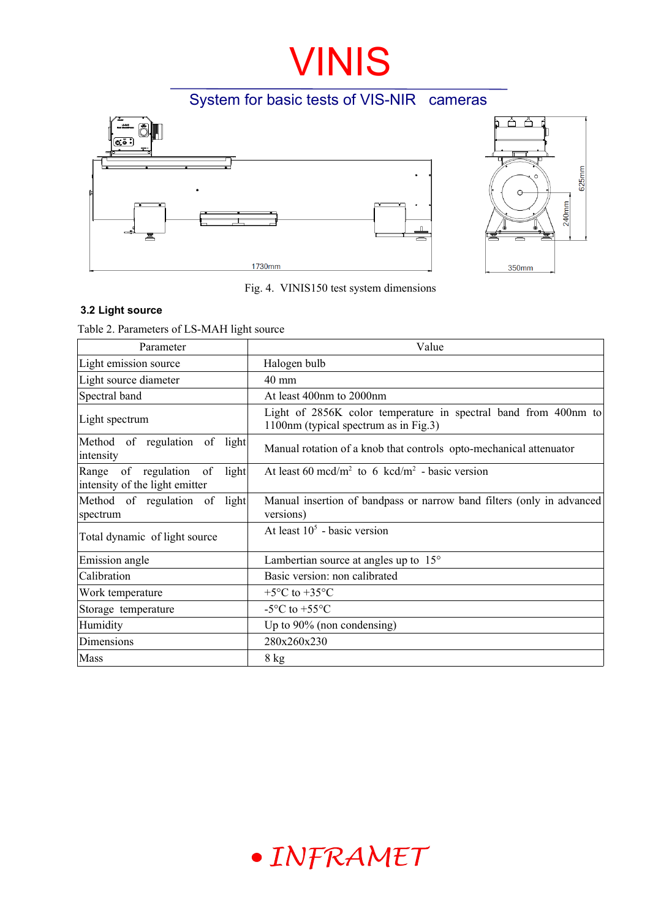Fig. 4. VINIS150 test system dimensions

### 3.2 Light source

Table 2. Parameters of LS-MAH light source

| Parameter | Value |
|---|---|
| Light emission source | Halogen bulb |
| Light source diameter | 40 mm |
| Spectral band | At least 400nm to 2000nm |
| Light spectrum | Light of 2856K color temperature in spectral band from 400nm to 1100nm (typical spectrum as in Fig.3) |
| Method of regulation of light intensity | Manual rotation of a knob that controls opto-mechanical attenuator |
| Range of regulation of light intensity of the light emitter | At least 60 mcd/m$^2$ to 6 kcd/m$^2$ - basic version |
| Method of regulation of light spectrum | Manual insertion of bandpass or narrow band filters (only in advanced versions) |
| Total dynamic of light source | At least $10^5$ - basic version |
| Emission angle | Lambertian source at angles up to 15° |
| Calibration | Basic version: non calibrated |
| Work temperature | +5°C to +35°C |
| Storage temperature | -5°C to +55°C |
| Humidity | Up to 90% (non condensing) |
| Dimensions | 280x260x230 |
| Mass | 8 kg |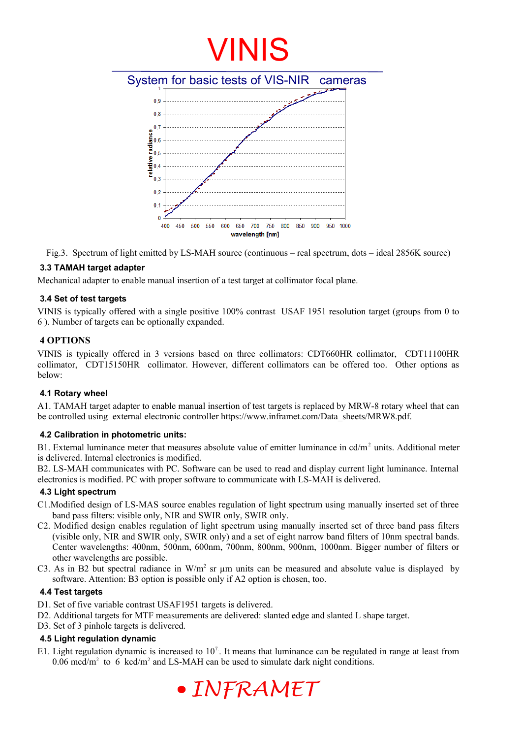# VINIS

System for basic tests of VIS-NIR cameras

Fig.3. Spectrum of light emitted by LS-MAH source (continuous – real spectrum, dots – ideal 2856K source)

### 3.3 TAMAH target adapter

Mechanical adapter to enable manual insertion of a test target at collimator focal plane.

### 3.4 Set of test targets

VINIS is typically offered with a single positive 100% contrast USAF 1951 resolution target (groups from 0 to 6 ). Number of targets can be optionally expanded.

## 4 OPTIONS

VINIS is typically offered in 3 versions based on three collimators: CDT660HR collimator, CDT11100HR collimator, CDT15150HR collimator. However, different collimators can be offered too. Other options as below:

### 4.1 Rotary wheel

A1. TAMAH target adapter to enable manual insertion of test targets is replaced by MRW-8 rotary wheel that can be controlled using external electronic controller https://www.inframet.com/Data_sheets/MRW8.pdf.

### 4.2 Calibration in photometric units:

B1. External luminance meter that measures absolute value of emitter luminance in cd/m$^2$ units. Additional meter is delivered. Internal electronics is modified.

B2. LS-MAH communicates with PC. Software can be used to read and display current light luminance. Internal electronics is modified. PC with proper software to communicate with LS-MAH is delivered.

### 4.3 Light spectrum

C1. Modified design of LS-MAS source enables regulation of light spectrum using manually inserted set of three band pass filters: visible only, NIR and SWIR only, SWIR only.

C2. Modified design enables regulation of light spectrum using manually inserted set of three band pass filters (visible only, NIR and SWIR only, SWIR only) and a set of eight narrow band filters of 10nm spectral bands. Center wavelengths: 400nm, 500nm, 600nm, 700nm, 800nm, 900nm, 1000nm. Bigger number of filters or other wavelengths are possible.

C3. As in B2 but spectral radiance in W/m$^2$ sr µm units can be measured and absolute value is displayed by software. Attention: B3 option is possible only if A2 option is chosen, too.

### 4.4 Test targets

D1. Set of five variable contrast USAF1951 targets is delivered.

D2. Additional targets for MTF measurements are delivered: slanted edge and slanted L shape target.

D3. Set of 3 pinhole targets is delivered.

### 4.5 Light regulation dynamic

E1. Light regulation dynamic is increased to $10^7$. It means that luminance can be regulated in range at least from 0.06 mcd/m$^2$ to 6 kcd/m$^2$ and LS-MAH can be used to simulate dark night conditions.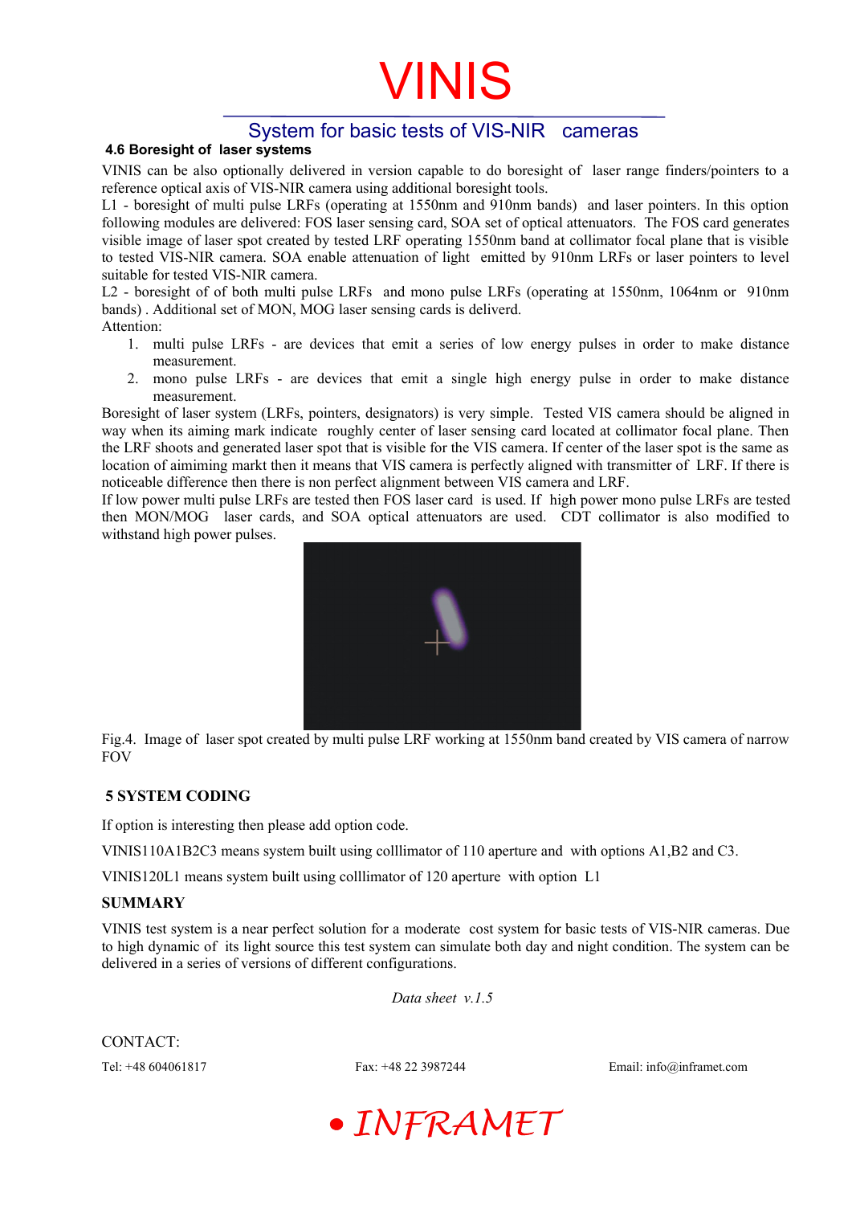# VINIS

## System for basic tests of VIS-NIR cameras

### 4.6 Boresight of laser systems

VINIS can be also optionally delivered in version capable to do boresight of laser range finders/pointers to a reference optical axis of VIS-NIR camera using additional boresight tools.

L1 - boresight of multi pulse LRFs (operating at 1550nm and 910nm bands) and laser pointers. In this option following modules are delivered: FOS laser sensing card, SOA set of optical attenuators. The FOS card generates visible image of laser spot created by tested LRF operating 1550nm band at collimator focal plane that is visible to tested VIS-NIR camera. SOA enable attenuation of light emitted by 910nm LRFs or laser pointers to level suitable for tested VIS-NIR camera.

L2 - boresight of of both multi pulse LRFs and mono pulse LRFs (operating at 1550nm, 1064nm or 910nm bands) . Additional set of MON, MOG laser sensing cards is deliverd.

Attention:

1. multi pulse LRFs - are devices that emit a series of low energy pulses in order to make distance measurement.
2. mono pulse LRFs - are devices that emit a single high energy pulse in order to make distance measurement.

Boresight of laser system (LRFs, pointers, designators) is very simple. Tested VIS camera should be aligned in way when its aiming mark indicate roughly center of laser sensing card located at collimator focal plane. Then the LRF shoots and generated laser spot that is visible for the VIS camera. If center of the laser spot is the same as location of aimiming markt then it means that VIS camera is perfectly aligned with transmitter of LRF. If there is noticeable difference then there is non perfect alignment between VIS camera and LRF.

If low power multi pulse LRFs are tested then FOS laser card is used. If high power mono pulse LRFs are tested then MON/MOG laser cards, and SOA optical attenuators are used. CDT collimator is also modified to withstand high power pulses.

Fig.4. Image of laser spot created by multi pulse LRF working at 1550nm band created by VIS camera of narrow FOV

### 5 SYSTEM CODING

If option is interesting then please add option code.

VINIS110A1B2C3 means system built using colllimator of 110 aperture and with options A1,B2 and C3.

VINIS120L1 means system built using colllimator of 120 aperture with option L1

### SUMMARY

VINIS test system is a near perfect solution for a moderate cost system for basic tests of VIS-NIR cameras. Due to high dynamic of its light source this test system can simulate both day and night condition. The system can be delivered in a series of versions of different configurations.

*Data sheet v.1.5*

CONTACT:

Tel: +48 604061817 Fax: +48 22 3987244 Email: info@inframet.com

• INFRAMET